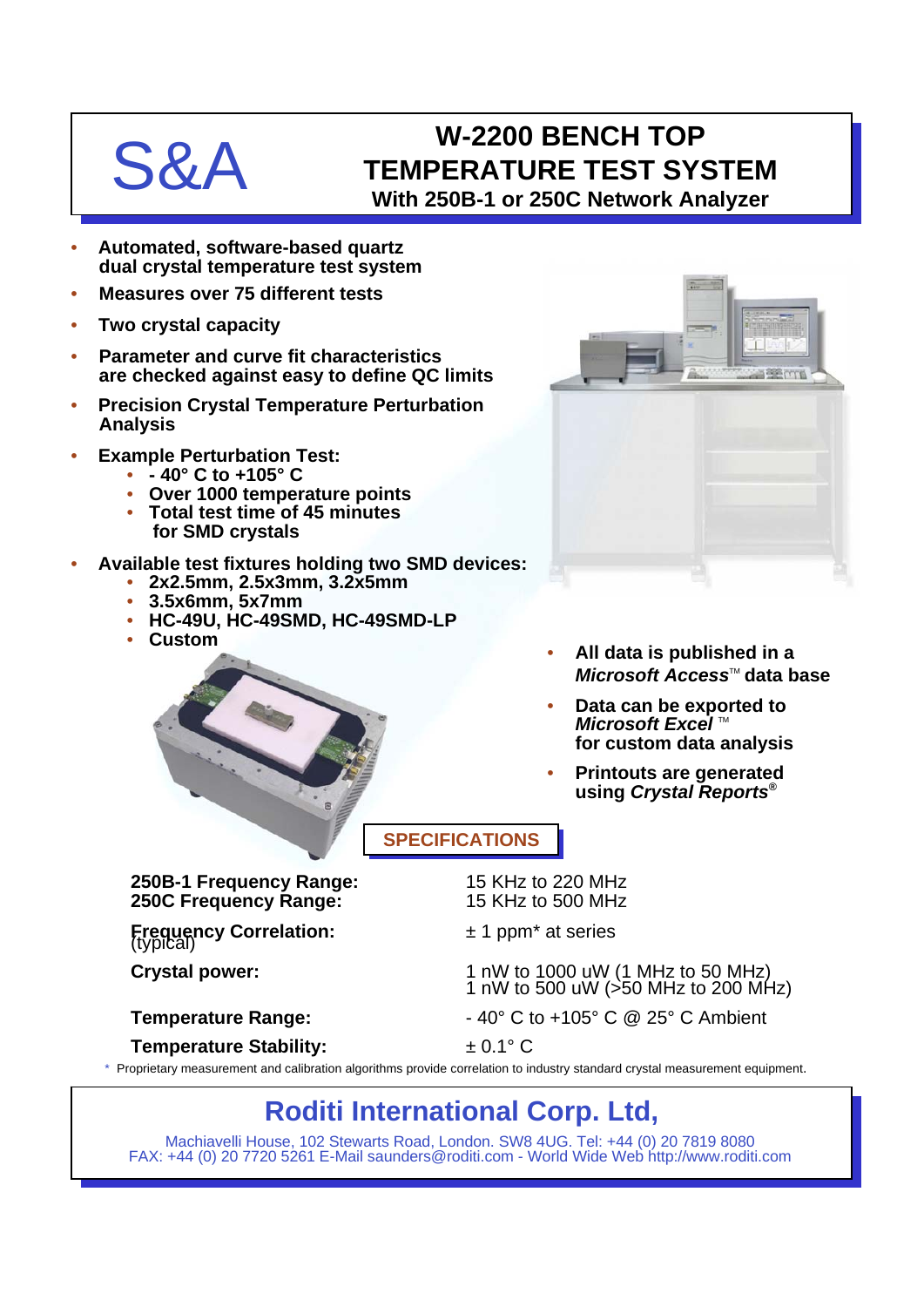S&A

# W-2200 BENCH TOP TEMPERATURE TEST SYSTEM

### With 250B-1 or 250C Network Analyzer

- **Automated, software-based quartz dual crystal temperature test system**
- **Measures over 75 different tests**
- **Two crystal capacity**
- **Parameter and curve fit characteristics are checked against easy to define QC limits**
- **Precision Crystal Temperature Perturbation Analysis**
- **Example Perturbation Test:**
  - **- 40° C to +105° C**
  - **Over 1000 temperature points**
  - **Total test time of 45 minutes for SMD crystals**
- **Available test fixtures holding two SMD devices:**
  - **2x2.5mm, 2.5x3mm, 3.2x5mm**
  - **3.5x6mm, 5x7mm**
  - **HC-49U, HC-49SMD, HC-49SMD-LP**
  - **Custom**

- **All data is published in a *Microsoft Access*™ data base**
- **Data can be exported to *Microsoft Excel* ™ for custom data analysis**
- **Printouts are generated using *Crystal Reports*®**

## SPECIFICATIONS

| | |
|---|---|
| **250B-1 Frequency Range:** | 15 KHz to 220 MHz |
| **250C Frequency Range:** | 15 KHz to 500 MHz |
| **Frequency Correlation:** (typical) | ± 1 ppm* at series |
| **Crystal power:** | 1 nW to 1000 uW (1 MHz to 50 MHz)<br>1 nW to 500 uW (>50 MHz to 200 MHz) |
| **Temperature Range:** | - 40° C to +105° C @ 25° C Ambient |
| **Temperature Stability:** | ± 0.1° C |

* Proprietary measurement and calibration algorithms provide correlation to industry standard crystal measurement equipment.

## Roditi International Corp. Ltd,

Machiavelli House, 102 Stewarts Road, London. SW8 4UG. Tel: +44 (0) 20 7819 8080
FAX: +44 (0) 20 7720 5261 E-Mail saunders@roditi.com - World Wide Web http://www.roditi.com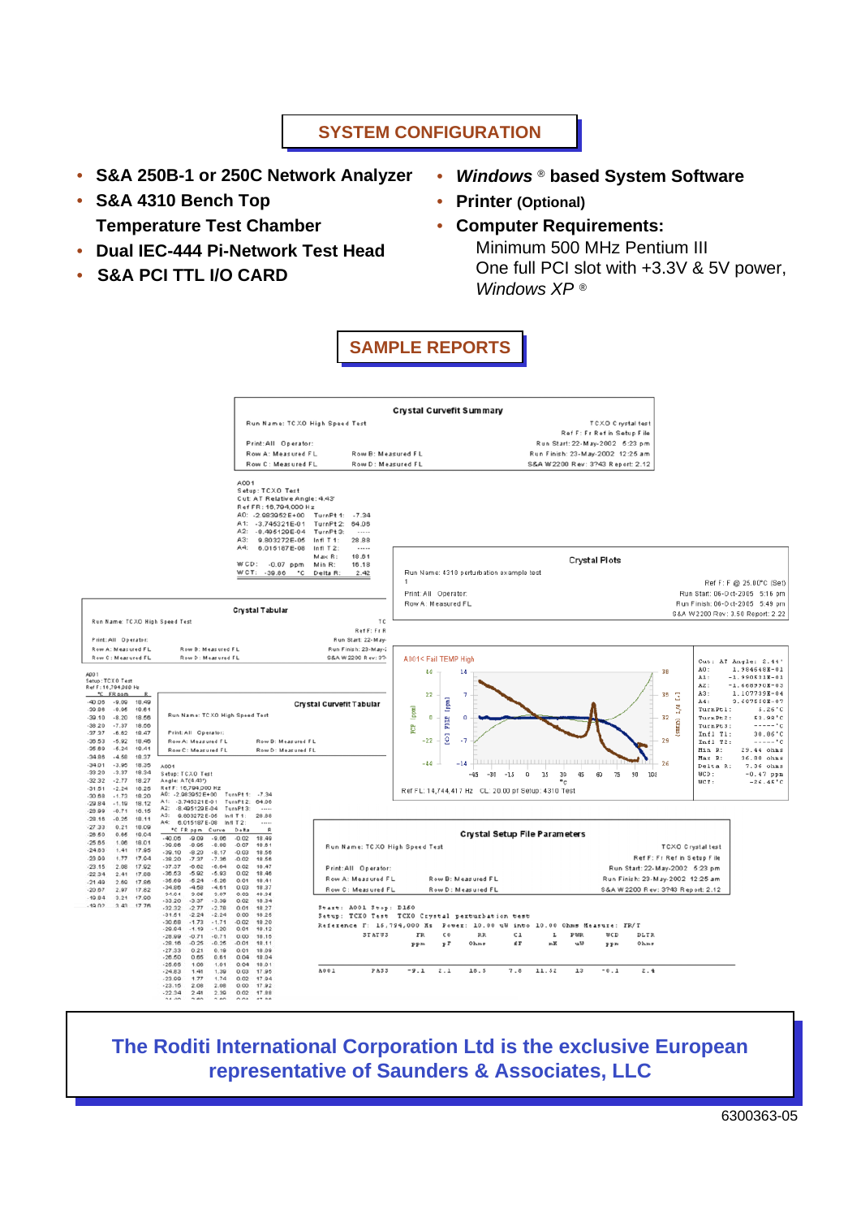## SYSTEM CONFIGURATION

- **S&A 250B-1 or 250C Network Analyzer**
- **S&A 4310 Bench Top Temperature Test Chamber**
- **Dual IEC-444 Pi-Network Test Head**
- **S&A PCI TTL I/O CARD**

- ***Windows*® based System Software**
- **Printer** (Optional)
- **Computer Requirements:**
  - Minimum 500 MHz Pentium III
  - One full PCI slot with +3.3V & 5V power,
  - *Windows XP*®

## SAMPLE REPORTS

Crystal Curvefit Summary

Crystal Plots

Crystal Tabular

Crystal Curvefit Tabular

Crystal Setup File Parameters

**The Roditi International Corporation Ltd is the exclusive European representative of Saunders & Associates, LLC**

6300363-05